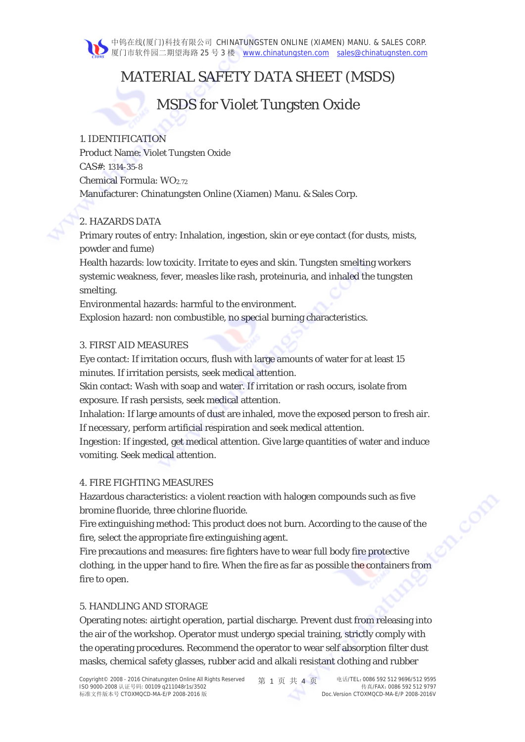# MATERIAL SAFETY DATA SHEET (MSDS)

## MSDS for Violet Tungsten Oxide

### 1. IDENTIFICATION

Product Name: Violet Tungsten Oxide

CAS#: 1314-35-8

Chemical Formula: $WO_{2.72}$

Manufacturer: Chinatungsten Online (Xiamen) Manu. & Sales Corp.

### 2. HAZARDS DATA

Primary routes of entry: Inhalation, ingestion, skin or eye contact (for dusts, mists, powder and fume)

Health hazards: low toxicity. Irritate to eyes and skin. Tungsten smelting workers systemic weakness, fever, measles like rash, proteinuria, and inhaled the tungsten smelting.

Environmental hazards: harmful to the environment.

Explosion hazard: non combustible, no special burning characteristics.

### 3. FIRST AID MEASURES

Eye contact: If irritation occurs, flush with large amounts of water for at least 15 minutes. If irritation persists, seek medical attention.

Skin contact: Wash with soap and water. If irritation or rash occurs, isolate from exposure. If rash persists, seek medical attention.

Inhalation: If large amounts of dust are inhaled, move the exposed person to fresh air. If necessary, perform artificial respiration and seek medical attention.

Ingestion: If ingested, get medical attention. Give large quantities of water and induce vomiting. Seek medical attention.

### 4. FIRE FIGHTING MEASURES

Hazardous characteristics: a violent reaction with halogen compounds such as five bromine fluoride, three chlorine fluoride.

Fire extinguishing method: This product does not burn. According to the cause of the fire, select the appropriate fire extinguishing agent.

Fire precautions and measures: fire fighters have to wear full body fire protective clothing, in the upper hand to fire. When the fire as far as possible the containers from fire to open.

### 5. HANDLING AND STORAGE

Operating notes: airtight operation, partial discharge. Prevent dust from releasing into the air of the workshop. Operator must undergo special training, strictly comply with the operating procedures. Recommend the operator to wear self absorption filter dust masks, chemical safety glasses, rubber acid and alkali resistant clothing and rubber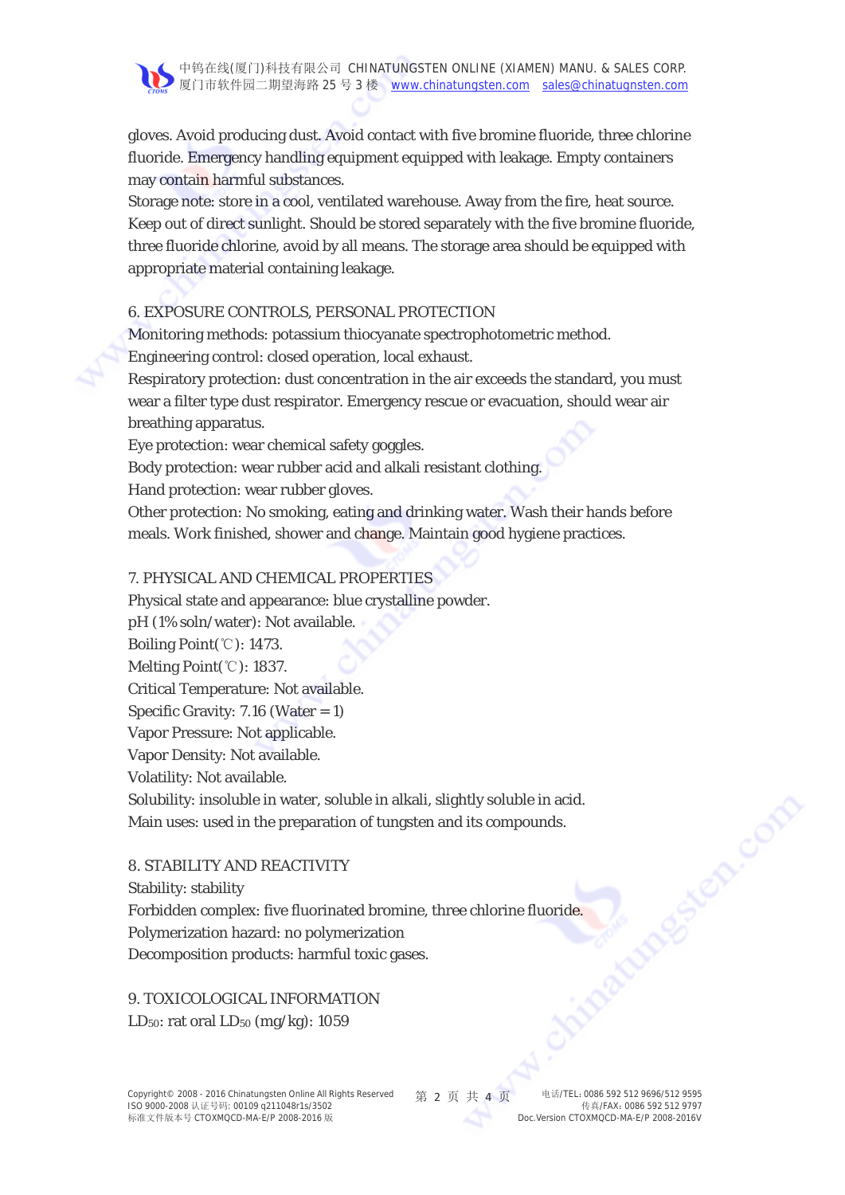gloves. Avoid producing dust. Avoid contact with five bromine fluoride, three chlorine fluoride. Emergency handling equipment equipped with leakage. Empty containers may contain harmful substances.

Storage note: store in a cool, ventilated warehouse. Away from the fire, heat source. Keep out of direct sunlight. Should be stored separately with the five bromine fluoride, three fluoride chlorine, avoid by all means. The storage area should be equipped with appropriate material containing leakage.

## 6. EXPOSURE CONTROLS, PERSONAL PROTECTION

Monitoring methods: potassium thiocyanate spectrophotometric method.

Engineering control: closed operation, local exhaust.

Respiratory protection: dust concentration in the air exceeds the standard, you must wear a filter type dust respirator. Emergency rescue or evacuation, should wear air breathing apparatus.

Eye protection: wear chemical safety goggles.

Body protection: wear rubber acid and alkali resistant clothing.

Hand protection: wear rubber gloves.

Other protection: No smoking, eating and drinking water. Wash their hands before meals. Work finished, shower and change. Maintain good hygiene practices.

## 7. PHYSICAL AND CHEMICAL PROPERTIES

Physical state and appearance: blue crystalline powder.

pH (1% soln/water): Not available.

Boiling Point(℃): 1473.

Melting Point(℃): 1837.

Critical Temperature: Not available.

Specific Gravity: 7.16 (Water = 1)

Vapor Pressure: Not applicable.

Vapor Density: Not available.

Volatility: Not available.

Solubility: insoluble in water, soluble in alkali, slightly soluble in acid.

Main uses: used in the preparation of tungsten and its compounds.

## 8. STABILITY AND REACTIVITY

Stability: stability

Forbidden complex: five fluorinated bromine, three chlorine fluoride.

Polymerization hazard: no polymerization

Decomposition products: harmful toxic gases.

## 9. TOXICOLOGICAL INFORMATION

$LD_{50}$: rat oral $LD_{50}$ (mg/kg): 1059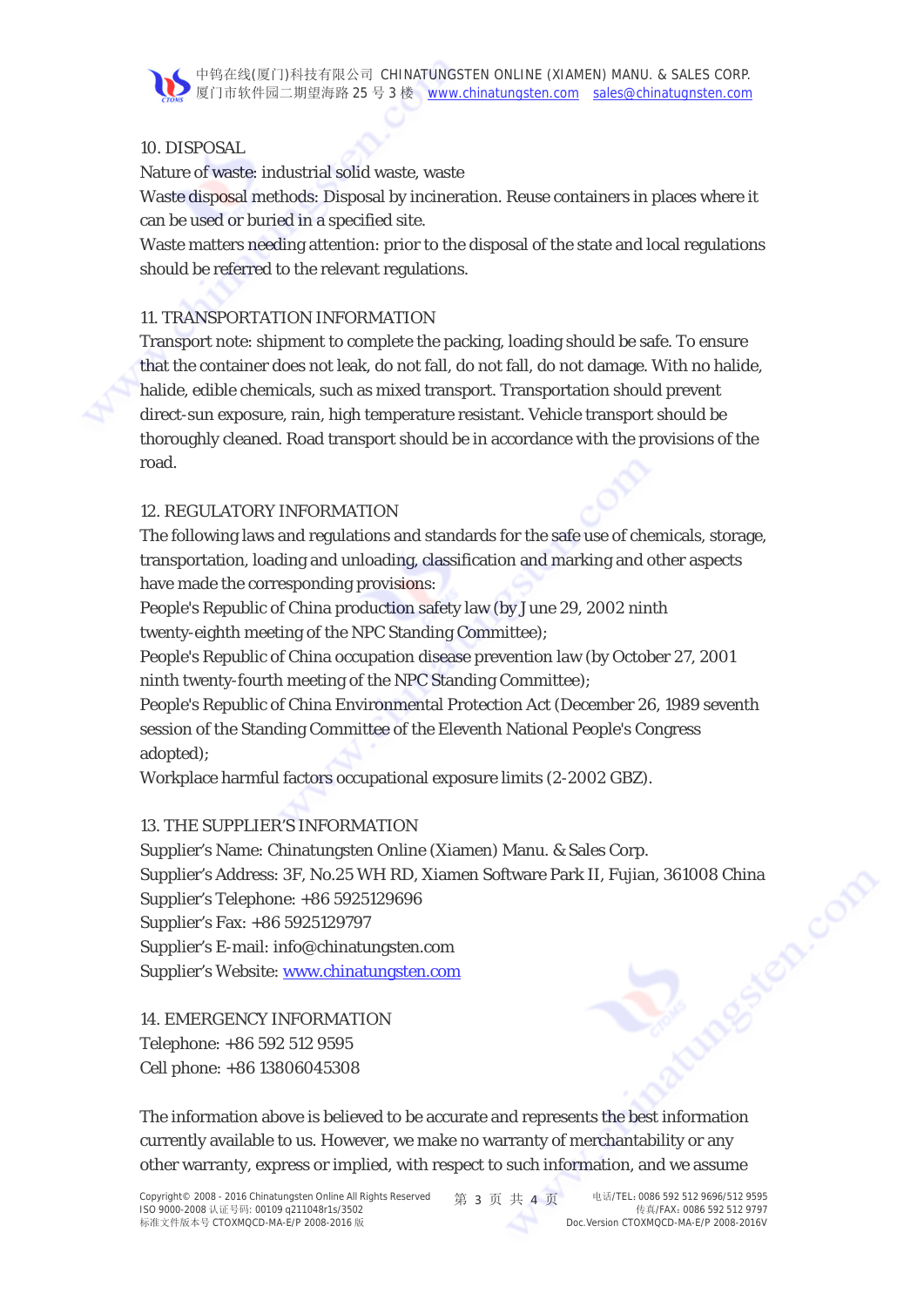## 10. DISPOSAL

Nature of waste: industrial solid waste, waste

Waste disposal methods: Disposal by incineration. Reuse containers in places where it can be used or buried in a specified site.

Waste matters needing attention: prior to the disposal of the state and local regulations should be referred to the relevant regulations.

## 11. TRANSPORTATION INFORMATION

Transport note: shipment to complete the packing, loading should be safe. To ensure that the container does not leak, do not fall, do not fall, do not damage. With no halide, halide, edible chemicals, such as mixed transport. Transportation should prevent direct-sun exposure, rain, high temperature resistant. Vehicle transport should be thoroughly cleaned. Road transport should be in accordance with the provisions of the road.

## 12. REGULATORY INFORMATION

The following laws and regulations and standards for the safe use of chemicals, storage, transportation, loading and unloading, classification and marking and other aspects have made the corresponding provisions:

People's Republic of China production safety law (by June 29, 2002 ninth twenty-eighth meeting of the NPC Standing Committee);

People's Republic of China occupation disease prevention law (by October 27, 2001 ninth twenty-fourth meeting of the NPC Standing Committee);

People's Republic of China Environmental Protection Act (December 26, 1989 seventh session of the Standing Committee of the Eleventh National People's Congress adopted);

Workplace harmful factors occupational exposure limits (2-2002 GBZ).

## 13. THE SUPPLIER'S INFORMATION

Supplier's Name: Chinatungsten Online (Xiamen) Manu. & Sales Corp.

Supplier's Address: 3F, No.25 WH RD, Xiamen Software Park II, Fujian, 361008 China

Supplier's Telephone: +86 5925129696

Supplier's Fax: +86 5925129797

Supplier's E-mail: info@chinatungsten.com

Supplier's Website: www.chinatungsten.com

## 14. EMERGENCY INFORMATION

Telephone: +86 592 512 9595

Cell phone: +86 13806045308

The information above is believed to be accurate and represents the best information currently available to us. However, we make no warranty of merchantability or any other warranty, express or implied, with respect to such information, and we assume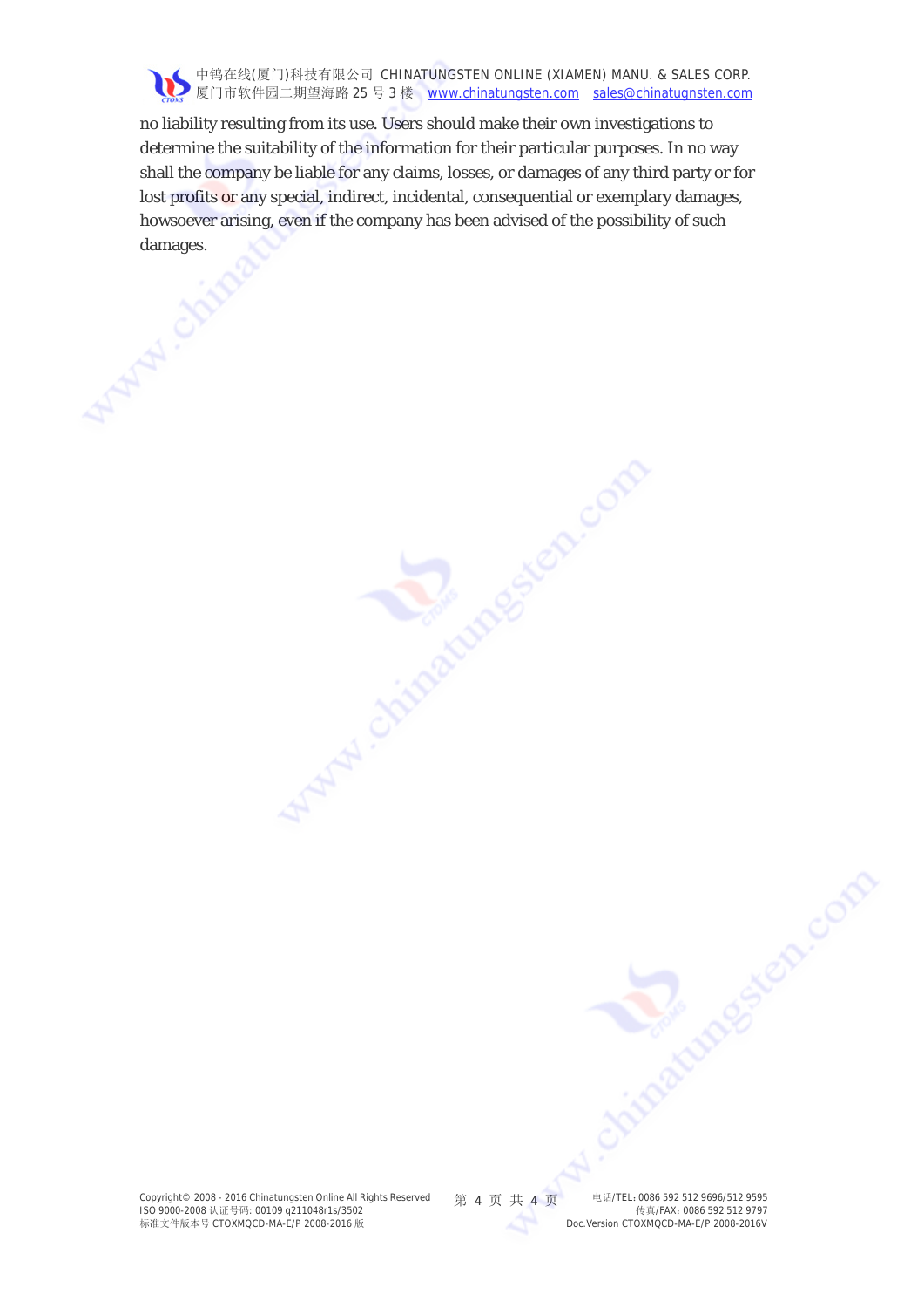no liability resulting from its use. Users should make their own investigations to determine the suitability of the information for their particular purposes. In no way shall the company be liable for any claims, losses, or damages of any third party or for lost profits or any special, indirect, incidental, consequential or exemplary damages, howsoever arising, even if the company has been advised of the possibility of such damages.